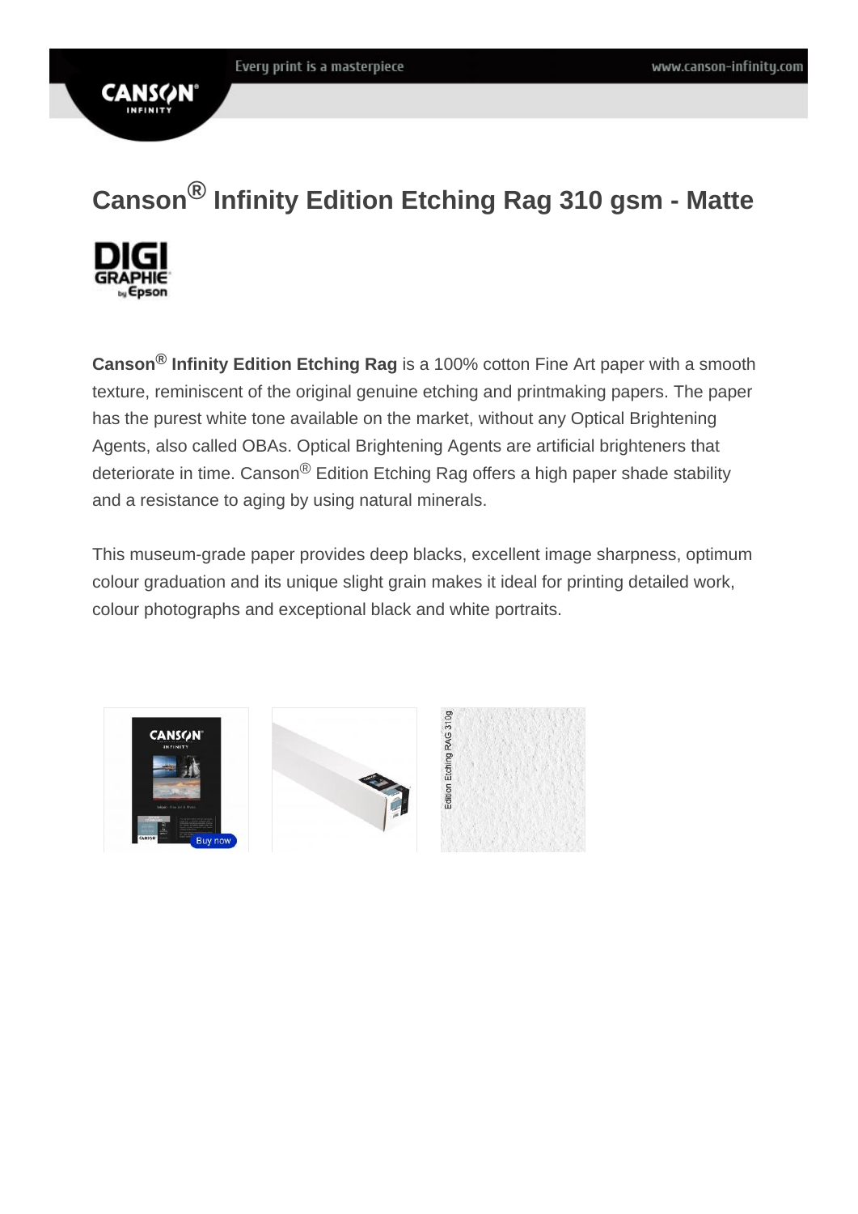# Canson® Infinity Edition Etching Rag 310 gsm - Matte

**Canson® Infinity Edition Etching Rag** is a 100% cotton Fine Art paper with a smooth texture, reminiscent of the original genuine etching and printmaking papers. The paper has the purest white tone available on the market, without any Optical Brightening Agents, also called OBAs. Optical Brightening Agents are artificial brighteners that deteriorate in time. Canson® Edition Etching Rag offers a high paper shade stability and a resistance to aging by using natural minerals.

This museum-grade paper provides deep blacks, excellent image sharpness, optimum colour graduation and its unique slight grain makes it ideal for printing detailed work, colour photographs and exceptional black and white portraits.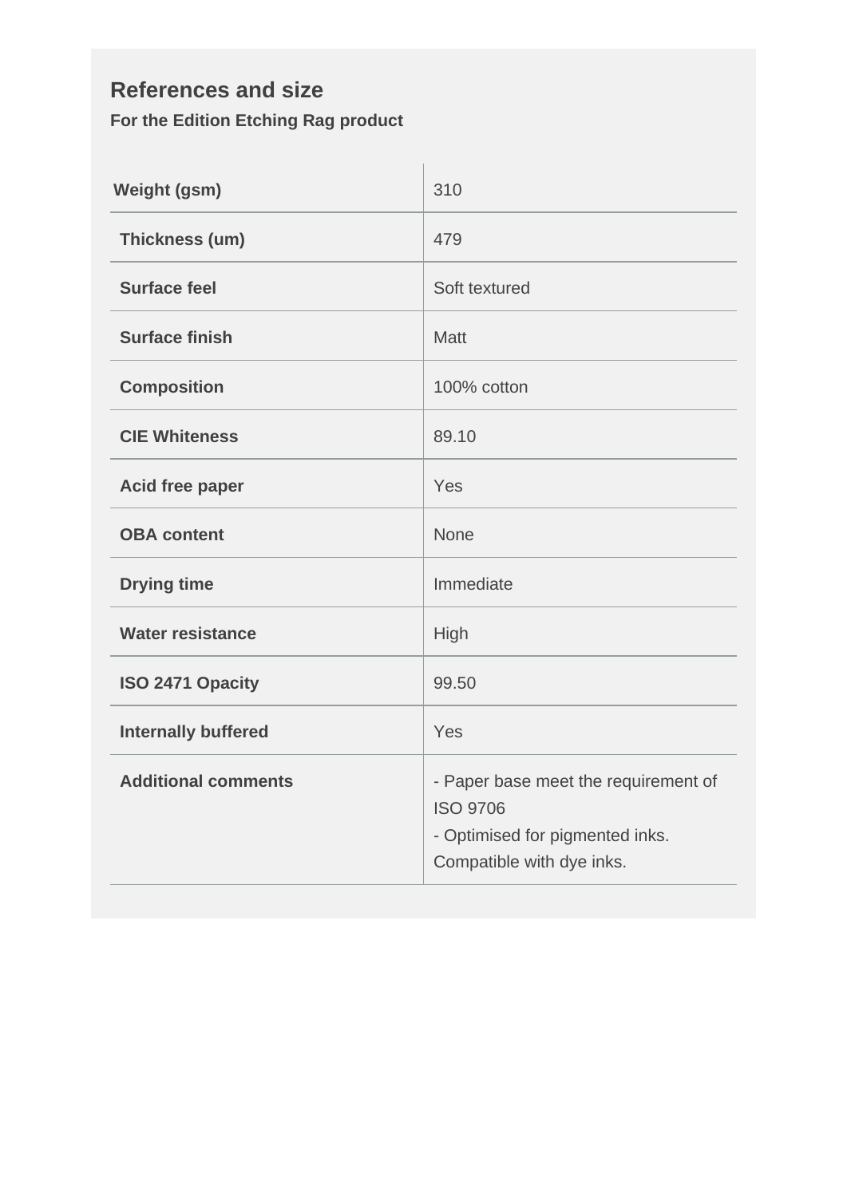## References and size

**For the Edition Etching Rag product**

| | |
|---|---|
| **Weight (gsm)** | 310 |
| **Thickness (um)** | 479 |
| **Surface feel** | Soft textured |
| **Surface finish** | Matt |
| **Composition** | 100% cotton |
| **CIE Whiteness** | 89.10 |
| **Acid free paper** | Yes |
| **OBA content** | None |
| **Drying time** | Immediate |
| **Water resistance** | High |
| **ISO 2471 Opacity** | 99.50 |
| **Internally buffered** | Yes |
| **Additional comments** | - Paper base meet the requirement of ISO 9706<br>- Optimised for pigmented inks. Compatible with dye inks. |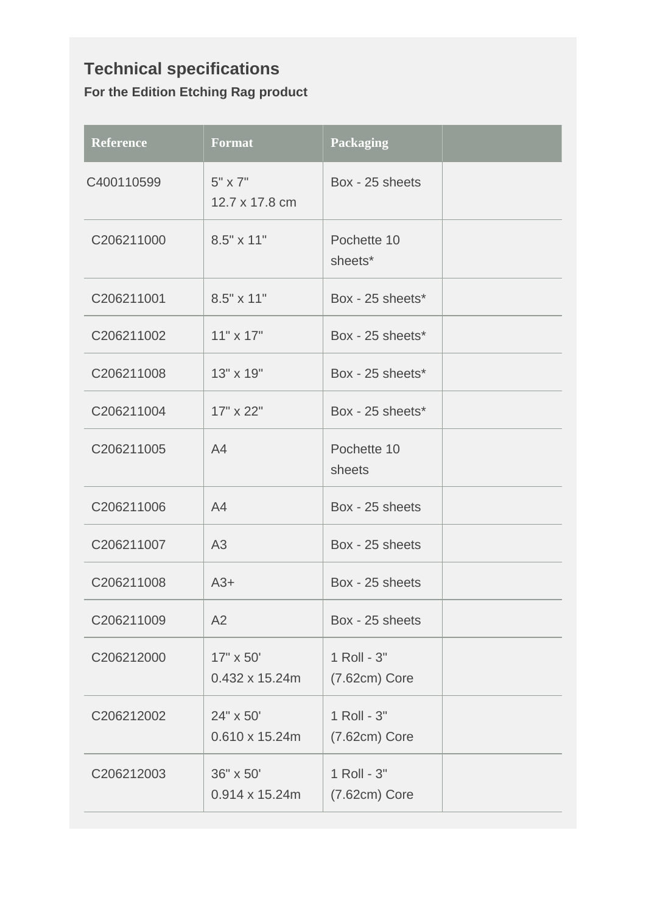## Technical specifications

**For the Edition Etching Rag product**

| Reference | Format | Packaging | |
|---|---|---|---|
| C400110599 | 5" x 7"<br>12.7 x 17.8 cm | Box - 25 sheets | |
| C206211000 | 8.5" x 11" | Pochette 10 sheets* | |
| C206211001 | 8.5" x 11" | Box - 25 sheets* | |
| C206211002 | 11" x 17" | Box - 25 sheets* | |
| C206211008 | 13" x 19" | Box - 25 sheets* | |
| C206211004 | 17" x 22" | Box - 25 sheets* | |
| C206211005 | A4 | Pochette 10 sheets | |
| C206211006 | A4 | Box - 25 sheets | |
| C206211007 | A3 | Box - 25 sheets | |
| C206211008 | A3+ | Box - 25 sheets | |
| C206211009 | A2 | Box - 25 sheets | |
| C206212000 | 17" x 50'<br>0.432 x 15.24m | 1 Roll - 3" (7.62cm) Core | |
| C206212002 | 24" x 50'<br>0.610 x 15.24m | 1 Roll - 3" (7.62cm) Core | |
| C206212003 | 36" x 50'<br>0.914 x 15.24m | 1 Roll - 3" (7.62cm) Core | |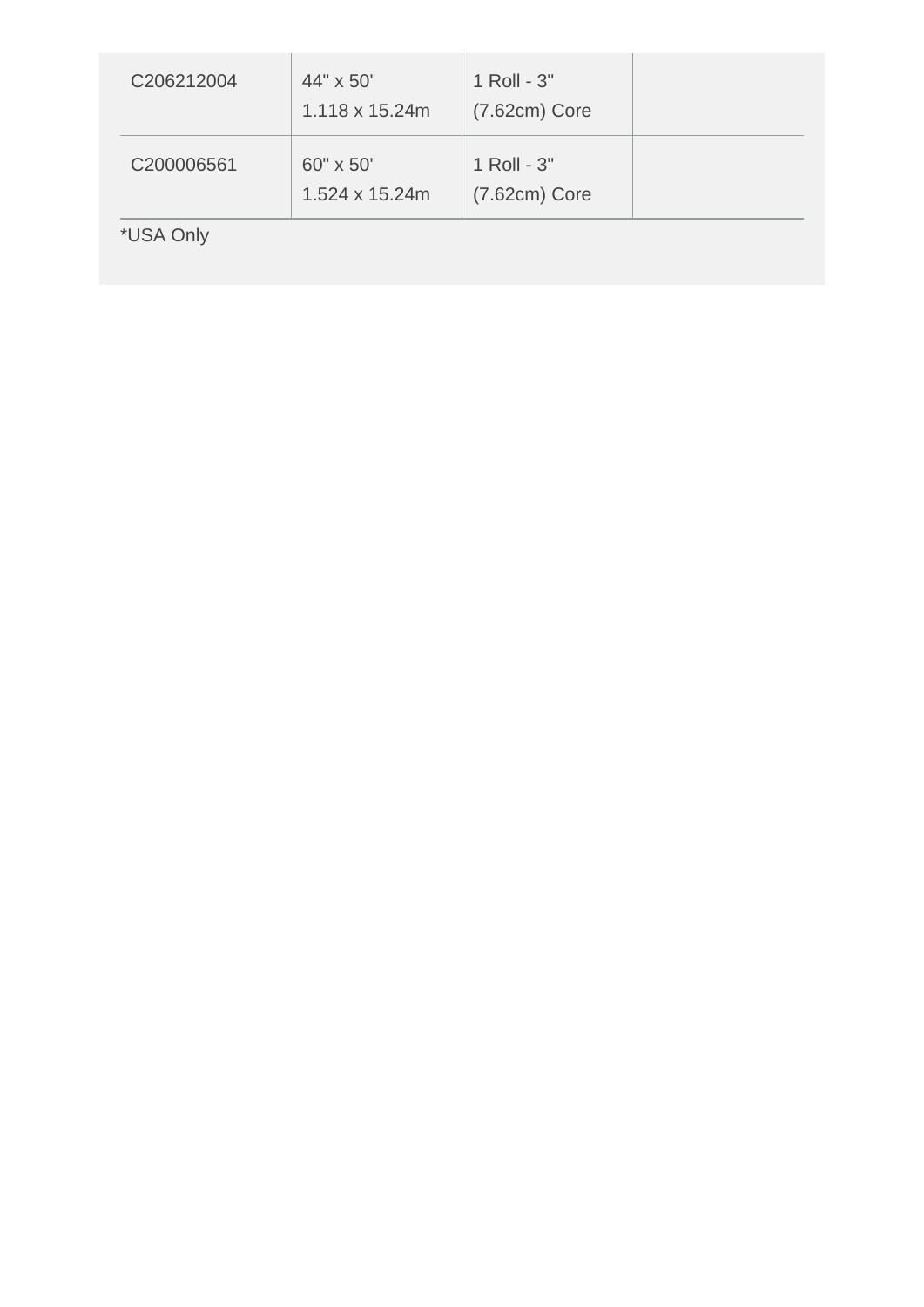| | | | |
|---|---|---|---|
| C206212004 | 44" x 50'<br>1.118 x 15.24m | 1 Roll - 3"<br>(7.62cm) Core | |
| C200006561 | 60" x 50'<br>1.524 x 15.24m | 1 Roll - 3"<br>(7.62cm) Core | |

*USA Only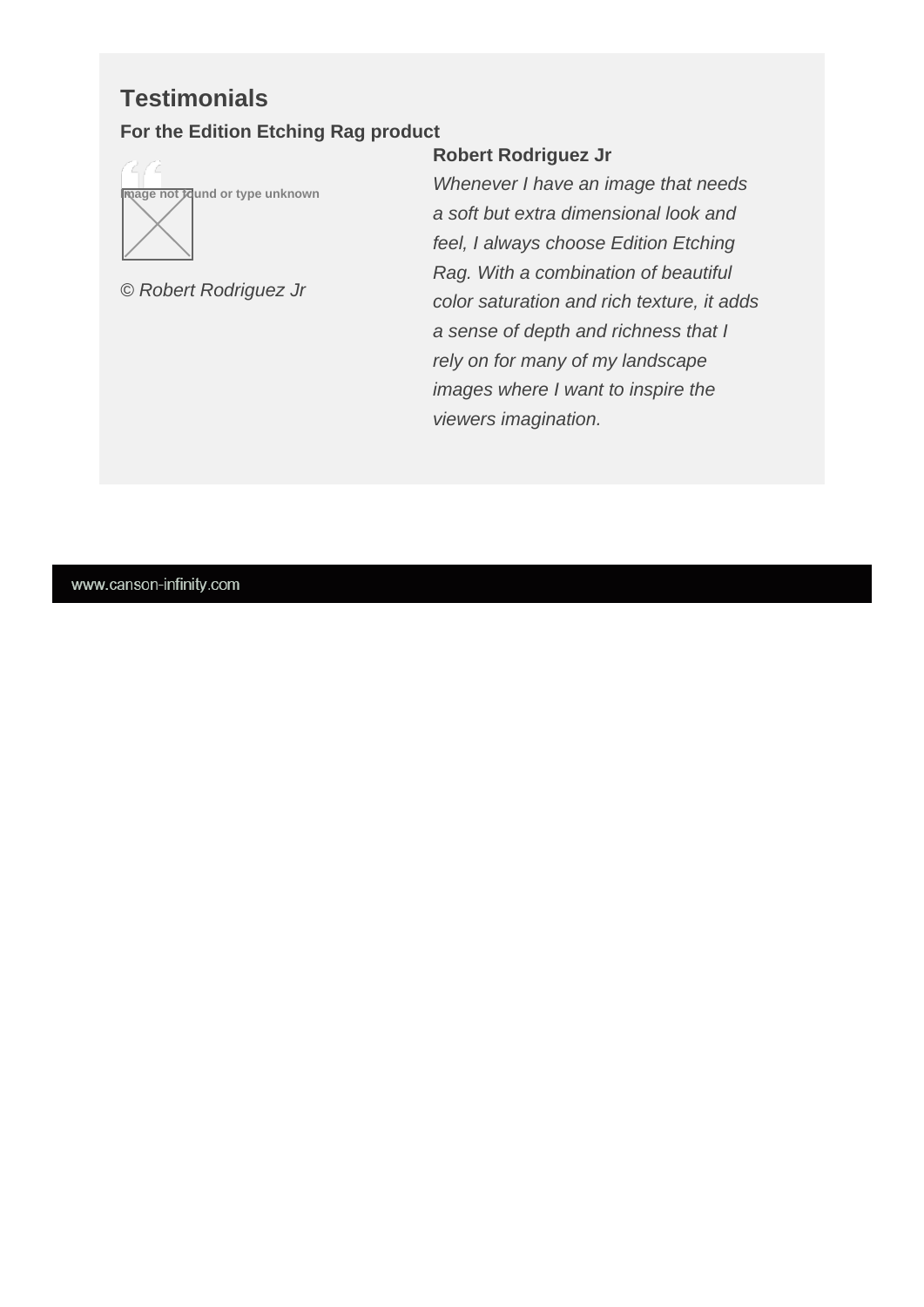## Testimonials

**For the Edition Etching Rag product**

*© Robert Rodriguez Jr*

**Robert Rodriguez Jr**

*Whenever I have an image that needs a soft but extra dimensional look and feel, I always choose Edition Etching Rag. With a combination of beautiful color saturation and rich texture, it adds a sense of depth and richness that I rely on for many of my landscape images where I want to inspire the viewers imagination.*